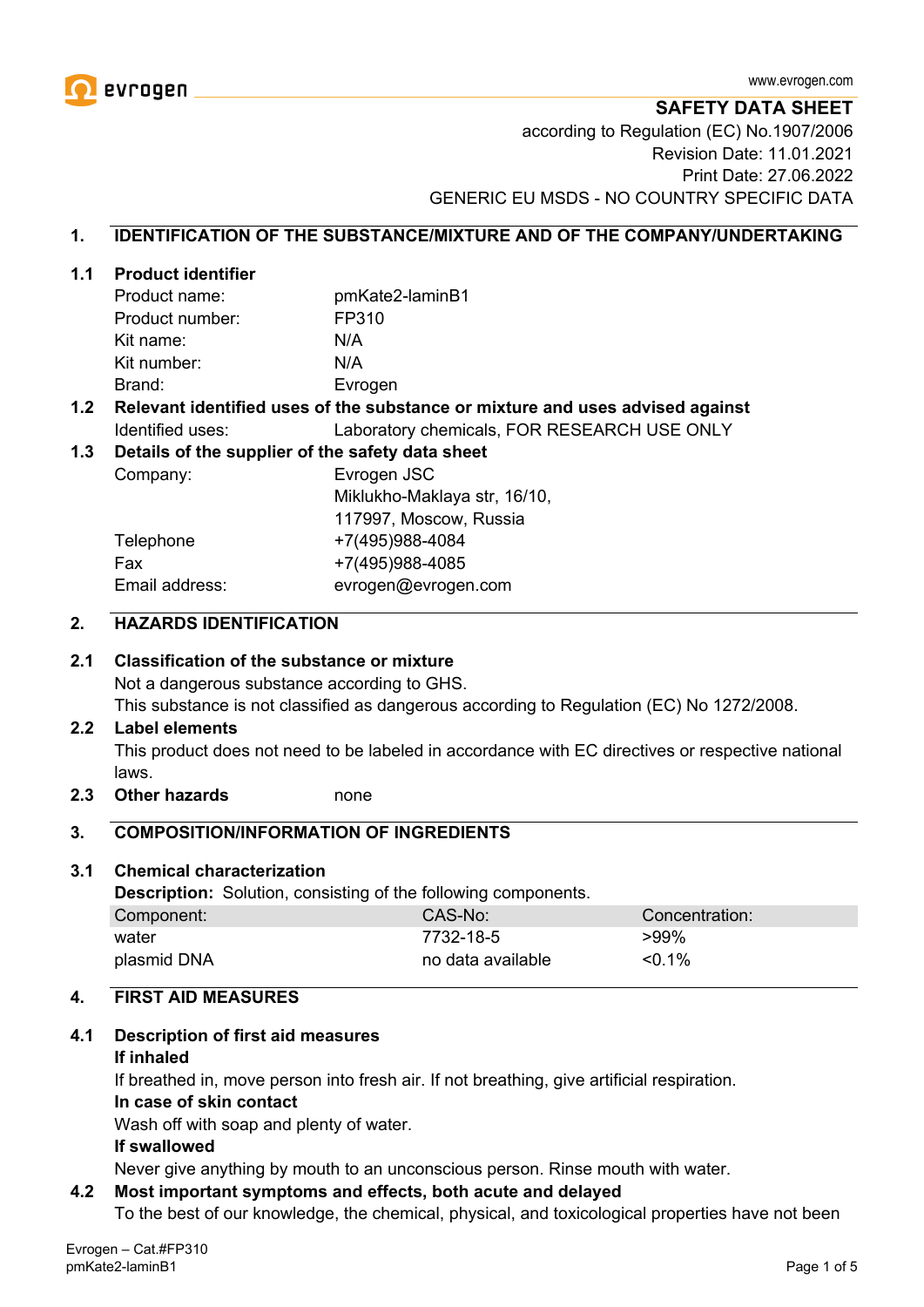**SAFETY DATA SHEET**

according to Regulation (EC) No.1907/2006

Revision Date: 11.01.2021

Print Date: 27.06.2022

GENERIC EU MSDS - NO COUNTRY SPECIFIC DATA

## 1. IDENTIFICATION OF THE SUBSTANCE/MIXTURE AND OF THE COMPANY/UNDERTAKING

### 1.1 Product identifier

Product name: pmKate2-laminB1

Product number: FP310

Kit name: N/A

Kit number: N/A

Brand: Evrogen

### 1.2 Relevant identified uses of the substance or mixture and uses advised against

Identified uses: Laboratory chemicals, FOR RESEARCH USE ONLY

### 1.3 Details of the supplier of the safety data sheet

Company: Evrogen JSC
Miklukho-Maklaya str, 16/10,
117997, Moscow, Russia

Telephone +7(495)988-4084

Fax +7(495)988-4085

Email address: evrogen@evrogen.com

## 2. HAZARDS IDENTIFICATION

### 2.1 Classification of the substance or mixture

Not a dangerous substance according to GHS.
This substance is not classified as dangerous according to Regulation (EC) No 1272/2008.

### 2.2 Label elements

This product does not need to be labeled in accordance with EC directives or respective national laws.

### 2.3 Other hazards

none

## 3. COMPOSITION/INFORMATION OF INGREDIENTS

### 3.1 Chemical characterization

**Description:** Solution, consisting of the following components.

| Component: | CAS-No: | Concentration: |
|---|---|---|
| water | 7732-18-5 | >99% |
| plasmid DNA | no data available | <0.1% |

## 4. FIRST AID MEASURES

### 4.1 Description of first aid measures

**If inhaled**

If breathed in, move person into fresh air. If not breathing, give artificial respiration.

**In case of skin contact**

Wash off with soap and plenty of water.

**If swallowed**

Never give anything by mouth to an unconscious person. Rinse mouth with water.

### 4.2 Most important symptoms and effects, both acute and delayed

To the best of our knowledge, the chemical, physical, and toxicological properties have not been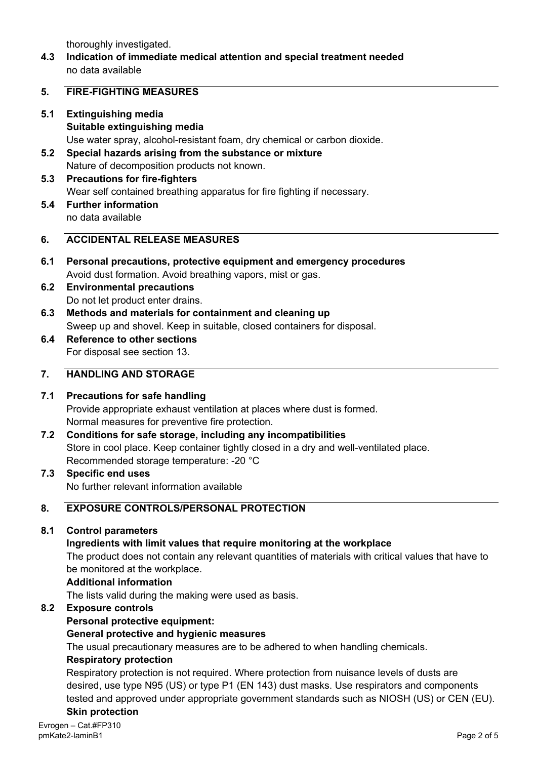thoroughly investigated.

**4.3 Indication of immediate medical attention and special treatment needed**
no data available

## 5. FIRE-FIGHTING MEASURES

**5.1 Extinguishing media**
**Suitable extinguishing media**
Use water spray, alcohol-resistant foam, dry chemical or carbon dioxide.

**5.2 Special hazards arising from the substance or mixture**
Nature of decomposition products not known.

**5.3 Precautions for fire-fighters**
Wear self contained breathing apparatus for fire fighting if necessary.

**5.4 Further information**
no data available

## 6. ACCIDENTAL RELEASE MEASURES

**6.1 Personal precautions, protective equipment and emergency procedures**
Avoid dust formation. Avoid breathing vapors, mist or gas.

**6.2 Environmental precautions**
Do not let product enter drains.

**6.3 Methods and materials for containment and cleaning up**
Sweep up and shovel. Keep in suitable, closed containers for disposal.

**6.4 Reference to other sections**
For disposal see section 13.

## 7. HANDLING AND STORAGE

**7.1 Precautions for safe handling**
Provide appropriate exhaust ventilation at places where dust is formed.
Normal measures for preventive fire protection.

**7.2 Conditions for safe storage, including any incompatibilities**
Store in cool place. Keep container tightly closed in a dry and well-ventilated place.
Recommended storage temperature: -20 °C

**7.3 Specific end uses**
No further relevant information available

## 8. EXPOSURE CONTROLS/PERSONAL PROTECTION

**8.1 Control parameters**
**Ingredients with limit values that require monitoring at the workplace**
The product does not contain any relevant quantities of materials with critical values that have to be monitored at the workplace.
**Additional information**
The lists valid during the making were used as basis.

**8.2 Exposure controls**
**Personal protective equipment:**
**General protective and hygienic measures**
The usual precautionary measures are to be adhered to when handling chemicals.
**Respiratory protection**
Respiratory protection is not required. Where protection from nuisance levels of dusts are desired, use type N95 (US) or type P1 (EN 143) dust masks. Use respirators and components tested and approved under appropriate government standards such as NIOSH (US) or CEN (EU).
**Skin protection**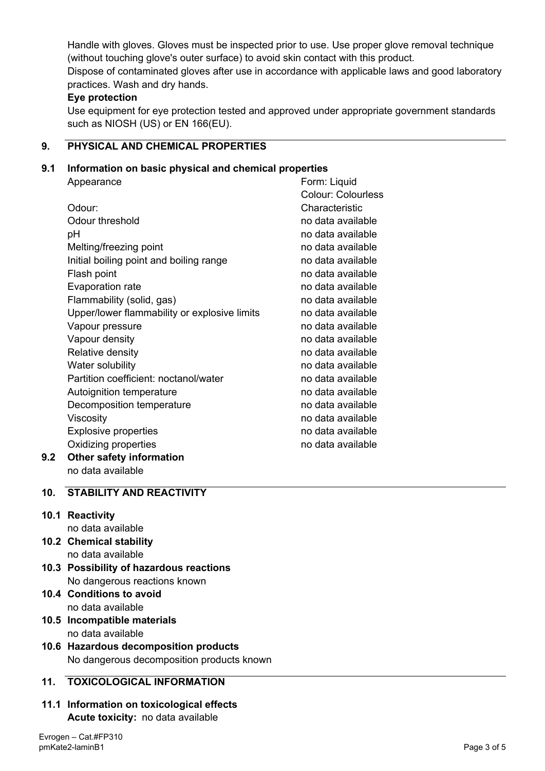Handle with gloves. Gloves must be inspected prior to use. Use proper glove removal technique (without touching glove's outer surface) to avoid skin contact with this product.
Dispose of contaminated gloves after use in accordance with applicable laws and good laboratory practices. Wash and dry hands.

**Eye protection**

Use equipment for eye protection tested and approved under appropriate government standards such as NIOSH (US) or EN 166(EU).

## 9. PHYSICAL AND CHEMICAL PROPERTIES

### 9.1 Information on basic physical and chemical properties

| | |
|---|---|
| Appearance | Form: Liquid<br>Colour: Colourless |
| Odour: | Characteristic |
| Odour threshold | no data available |
| pH | no data available |
| Melting/freezing point | no data available |
| Initial boiling point and boiling range | no data available |
| Flash point | no data available |
| Evaporation rate | no data available |
| Flammability (solid, gas) | no data available |
| Upper/lower flammability or explosive limits | no data available |
| Vapour pressure | no data available |
| Vapour density | no data available |
| Relative density | no data available |
| Water solubility | no data available |
| Partition coefficient: noctanol/water | no data available |
| Autoignition temperature | no data available |
| Decomposition temperature | no data available |
| Viscosity | no data available |
| Explosive properties | no data available |
| Oxidizing properties | no data available |

### 9.2 Other safety information

no data available

## 10. STABILITY AND REACTIVITY

### 10.1 Reactivity

no data available

### 10.2 Chemical stability

no data available

### 10.3 Possibility of hazardous reactions

No dangerous reactions known

### 10.4 Conditions to avoid

no data available

### 10.5 Incompatible materials

no data available

### 10.6 Hazardous decomposition products

No dangerous decomposition products known

## 11. TOXICOLOGICAL INFORMATION

### 11.1 Information on toxicological effects

**Acute toxicity:** no data available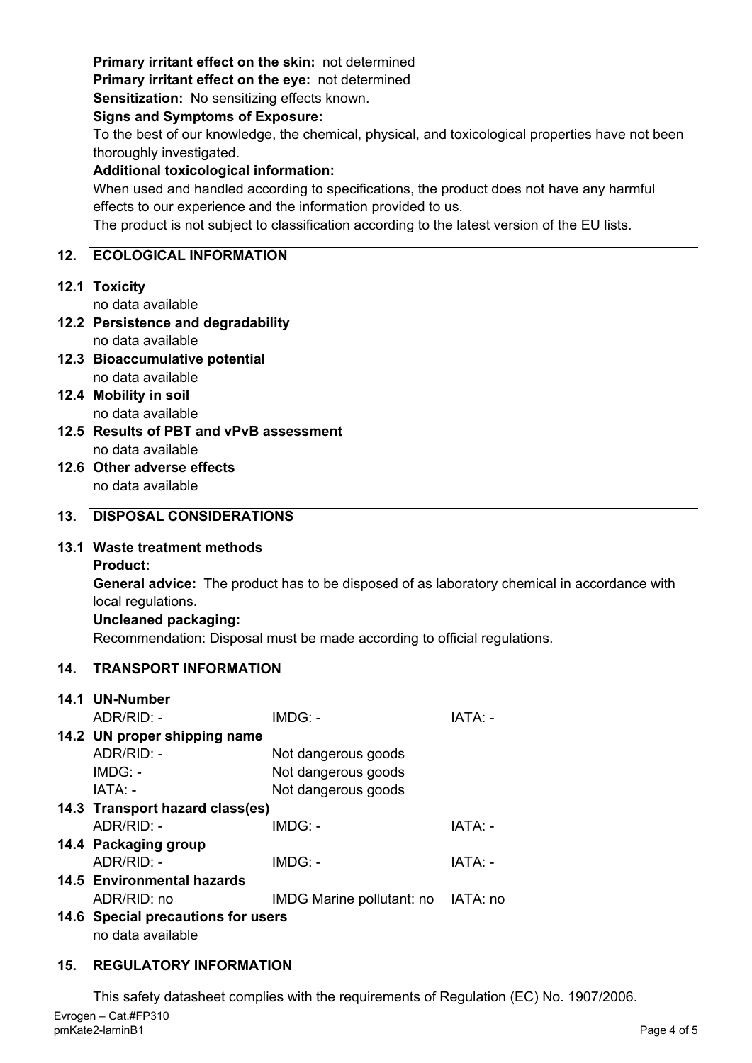**Primary irritant effect on the skin:** not determined
**Primary irritant effect on the eye:** not determined
**Sensitization:** No sensitizing effects known.
**Signs and Symptoms of Exposure:**
To the best of our knowledge, the chemical, physical, and toxicological properties have not been thoroughly investigated.
**Additional toxicological information:**
When used and handled according to specifications, the product does not have any harmful effects to our experience and the information provided to us.
The product is not subject to classification according to the latest version of the EU lists.

## 12. ECOLOGICAL INFORMATION

### 12.1 Toxicity
no data available

### 12.2 Persistence and degradability
no data available

### 12.3 Bioaccumulative potential
no data available

### 12.4 Mobility in soil
no data available

### 12.5 Results of PBT and vPvB assessment
no data available

### 12.6 Other adverse effects
no data available

## 13. DISPOSAL CONSIDERATIONS

### 13.1 Waste treatment methods
**Product:**
**General advice:** The product has to be disposed of as laboratory chemical in accordance with local regulations.
**Uncleaned packaging:**
Recommendation: Disposal must be made according to official regulations.

## 14. TRANSPORT INFORMATION

### 14.1 UN-Number

| ADR/RID: - | IMDG: - | IATA: - |
|---|---|---|

### 14.2 UN proper shipping name

| | |
|---|---|
| ADR/RID: - | Not dangerous goods |
| IMDG: - | Not dangerous goods |
| IATA: - | Not dangerous goods |

### 14.3 Transport hazard class(es)

| ADR/RID: - | IMDG: - | IATA: - |
|---|---|---|

### 14.4 Packaging group

| ADR/RID: - | IMDG: - | IATA: - |
|---|---|---|

### 14.5 Environmental hazards

| ADR/RID: no | IMDG Marine pollutant: no | IATA: no |
|---|---|---|

### 14.6 Special precautions for users
no data available

## 15. REGULATORY INFORMATION

This safety datasheet complies with the requirements of Regulation (EC) No. 1907/2006.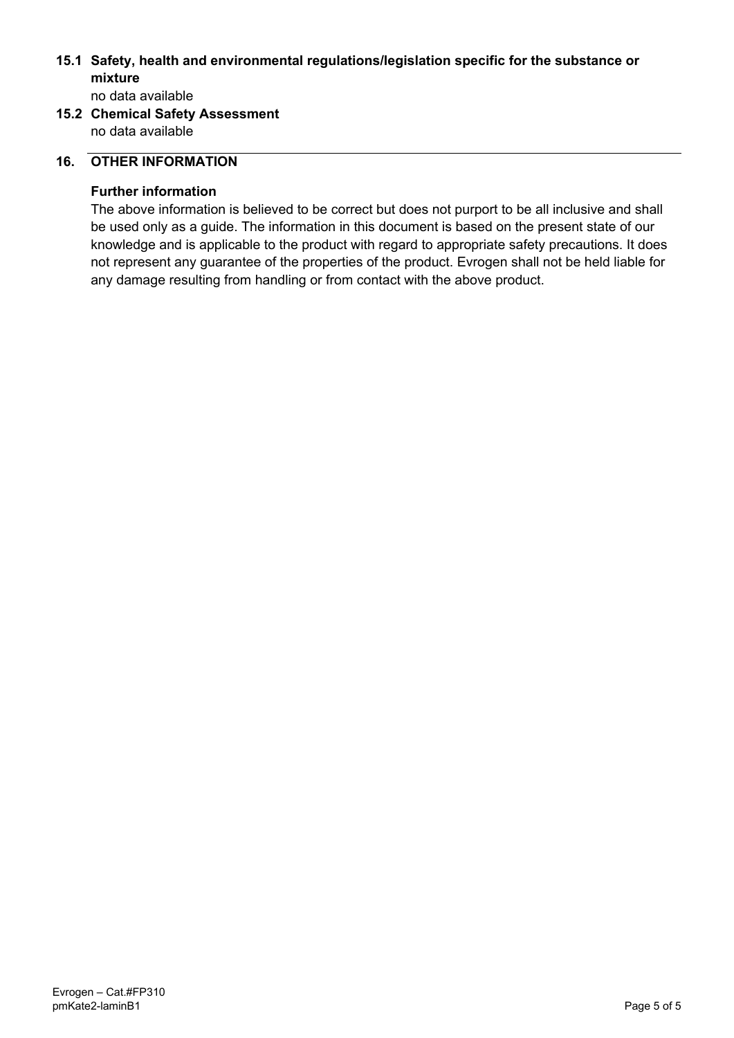### 15.1 Safety, health and environmental regulations/legislation specific for the substance or mixture

no data available

### 15.2 Chemical Safety Assessment

no data available

## 16. OTHER INFORMATION

**Further information**

The above information is believed to be correct but does not purport to be all inclusive and shall be used only as a guide. The information in this document is based on the present state of our knowledge and is applicable to the product with regard to appropriate safety precautions. It does not represent any guarantee of the properties of the product. Evrogen shall not be held liable for any damage resulting from handling or from contact with the above product.